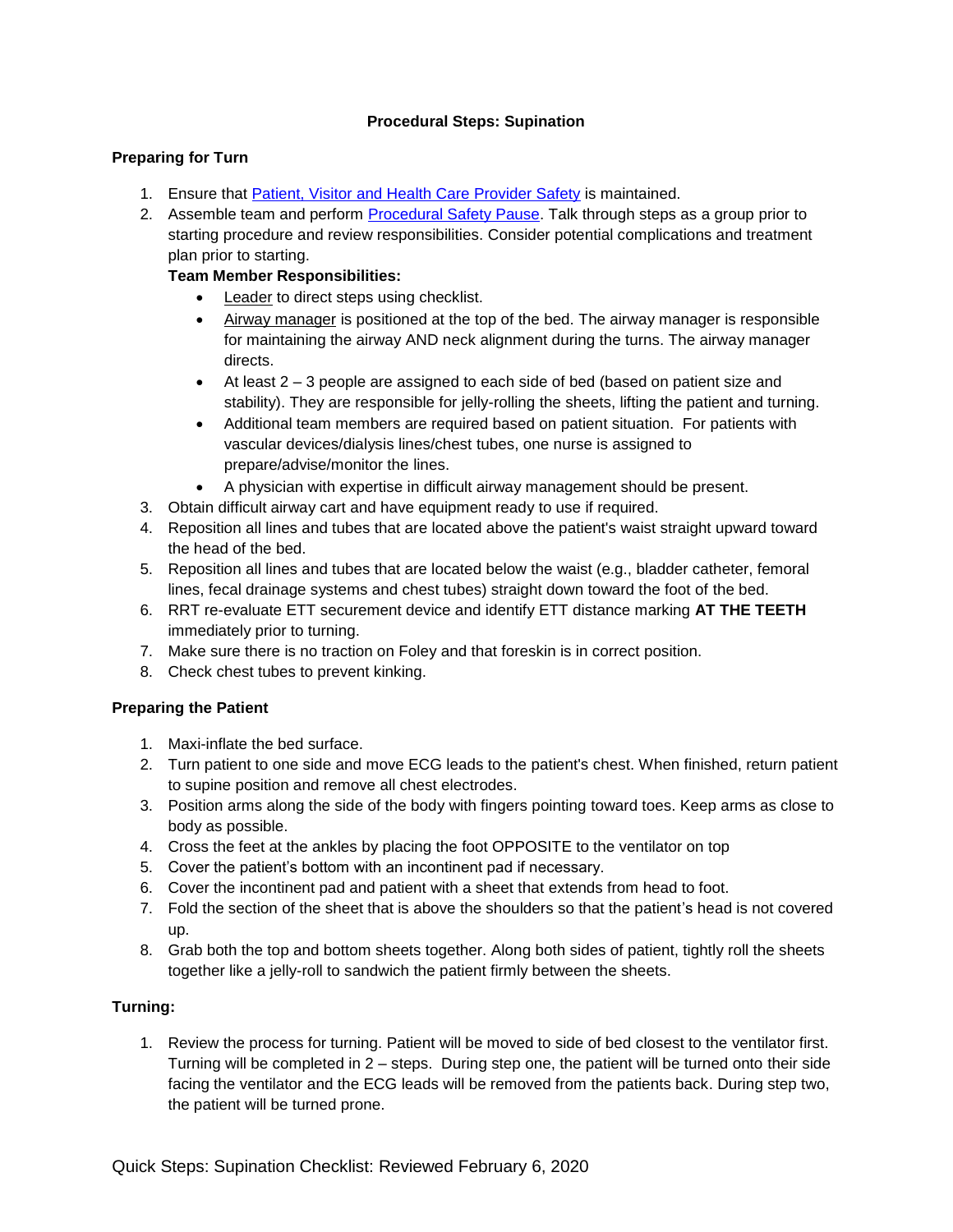# Procedural Steps: Supination

## Preparing for Turn

1. Ensure that Patient, Visitor and Health Care Provider Safety is maintained.
2. Assemble team and perform Procedural Safety Pause. Talk through steps as a group prior to starting procedure and review responsibilities. Consider potential complications and treatment plan prior to starting.

   **Team Member Responsibilities:**
   - Leader to direct steps using checklist.
   - Airway manager is positioned at the top of the bed. The airway manager is responsible for maintaining the airway AND neck alignment during the turns. The airway manager directs.
   - At least 2 – 3 people are assigned to each side of bed (based on patient size and stability). They are responsible for jelly-rolling the sheets, lifting the patient and turning.
   - Additional team members are required based on patient situation. For patients with vascular devices/dialysis lines/chest tubes, one nurse is assigned to prepare/advise/monitor the lines.
   - A physician with expertise in difficult airway management should be present.
3. Obtain difficult airway cart and have equipment ready to use if required.
4. Reposition all lines and tubes that are located above the patient's waist straight upward toward the head of the bed.
5. Reposition all lines and tubes that are located below the waist (e.g., bladder catheter, femoral lines, fecal drainage systems and chest tubes) straight down toward the foot of the bed.
6. RRT re-evaluate ETT securement device and identify ETT distance marking **AT THE TEETH** immediately prior to turning.
7. Make sure there is no traction on Foley and that foreskin is in correct position.
8. Check chest tubes to prevent kinking.

## Preparing the Patient

1. Maxi-inflate the bed surface.
2. Turn patient to one side and move ECG leads to the patient's chest. When finished, return patient to supine position and remove all chest electrodes.
3. Position arms along the side of the body with fingers pointing toward toes. Keep arms as close to body as possible.
4. Cross the feet at the ankles by placing the foot OPPOSITE to the ventilator on top
5. Cover the patient's bottom with an incontinent pad if necessary.
6. Cover the incontinent pad and patient with a sheet that extends from head to foot.
7. Fold the section of the sheet that is above the shoulders so that the patient's head is not covered up.
8. Grab both the top and bottom sheets together. Along both sides of patient, tightly roll the sheets together like a jelly-roll to sandwich the patient firmly between the sheets.

## Turning:

1. Review the process for turning. Patient will be moved to side of bed closest to the ventilator first. Turning will be completed in 2 – steps. During step one, the patient will be turned onto their side facing the ventilator and the ECG leads will be removed from the patients back. During step two, the patient will be turned prone.

Quick Steps: Supination Checklist: Reviewed February 6, 2020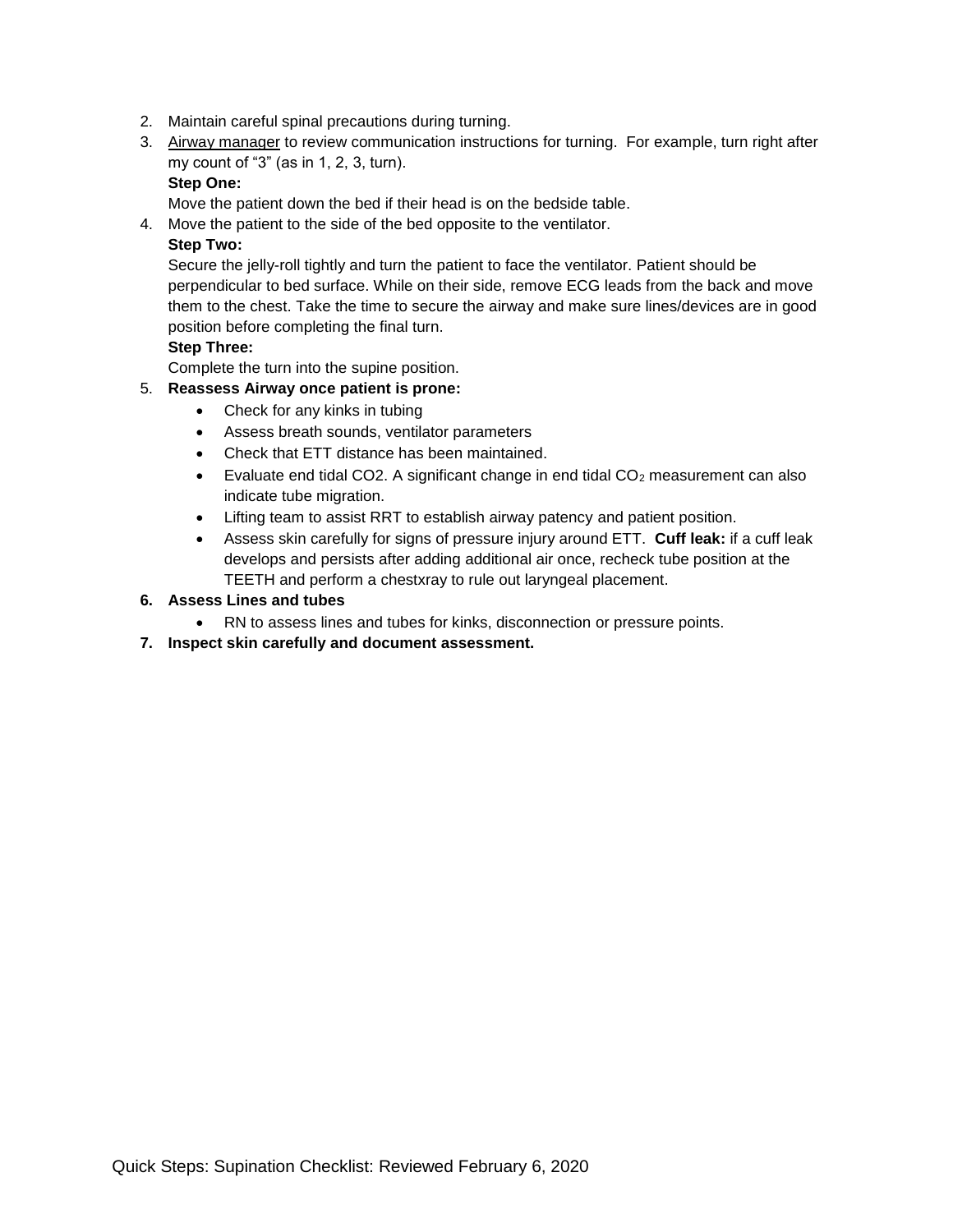2. Maintain careful spinal precautions during turning.
3. <u>Airway manager</u> to review communication instructions for turning. For example, turn right after my count of "3" (as in 1, 2, 3, turn).

   **Step One:**

   Move the patient down the bed if their head is on the bedside table.
4. Move the patient to the side of the bed opposite to the ventilator.

   **Step Two:**

   Secure the jelly-roll tightly and turn the patient to face the ventilator. Patient should be perpendicular to bed surface. While on their side, remove ECG leads from the back and move them to the chest. Take the time to secure the airway and make sure lines/devices are in good position before completing the final turn.

   **Step Three:**

   Complete the turn into the supine position.
5. **Reassess Airway once patient is prone:**
   - Check for any kinks in tubing
   - Assess breath sounds, ventilator parameters
   - Check that ETT distance has been maintained.
   - Evaluate end tidal CO2. A significant change in end tidal $CO_2$ measurement can also indicate tube migration.
   - Lifting team to assist RRT to establish airway patency and patient position.
   - Assess skin carefully for signs of pressure injury around ETT. **Cuff leak:** if a cuff leak develops and persists after adding additional air once, recheck tube position at the TEETH and perform a chestxray to rule out laryngeal placement.
6. **Assess Lines and tubes**
   - RN to assess lines and tubes for kinks, disconnection or pressure points.
7. **Inspect skin carefully and document assessment.**

Quick Steps: Supination Checklist: Reviewed February 6, 2020